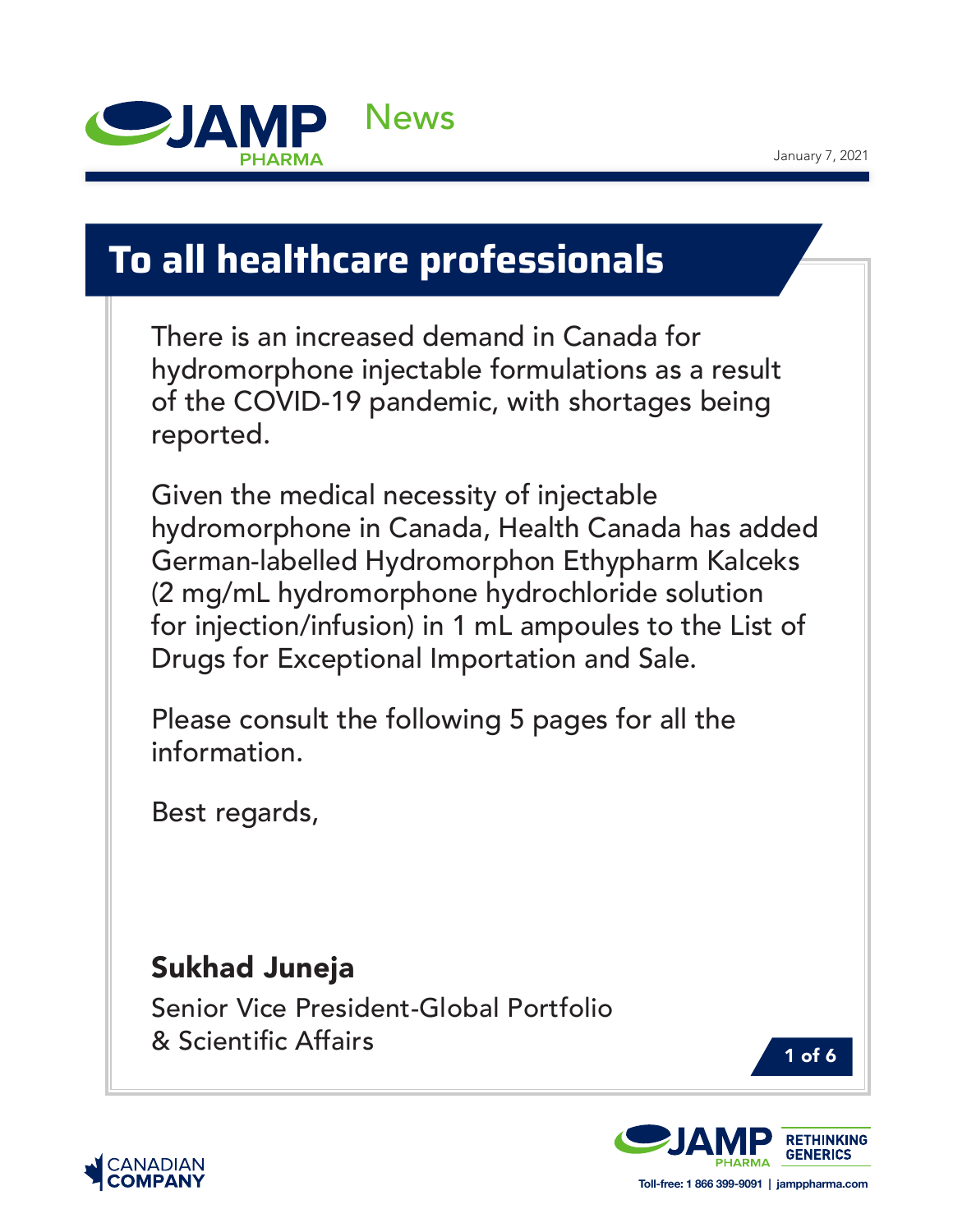JAMP PHARMA News

January 7, 2021

# To all healthcare professionals

There is an increased demand in Canada for hydromorphone injectable formulations as a result of the COVID-19 pandemic, with shortages being reported.

Given the medical necessity of injectable hydromorphone in Canada, Health Canada has added German-labelled Hydromorphon Ethypharm Kalceks (2 mg/mL hydromorphone hydrochloride solution for injection/infusion) in 1 mL ampoules to the List of Drugs for Exceptional Importation and Sale.

Please consult the following 5 pages for all the information.

Best regards,

**Sukhad Juneja**

Senior Vice President-Global Portfolio & Scientific Affairs

CANADIAN COMPANY

JAMP PHARMA RETHINKING GENERICS

Toll-free: 1 866 399-9091 | jamppharma.com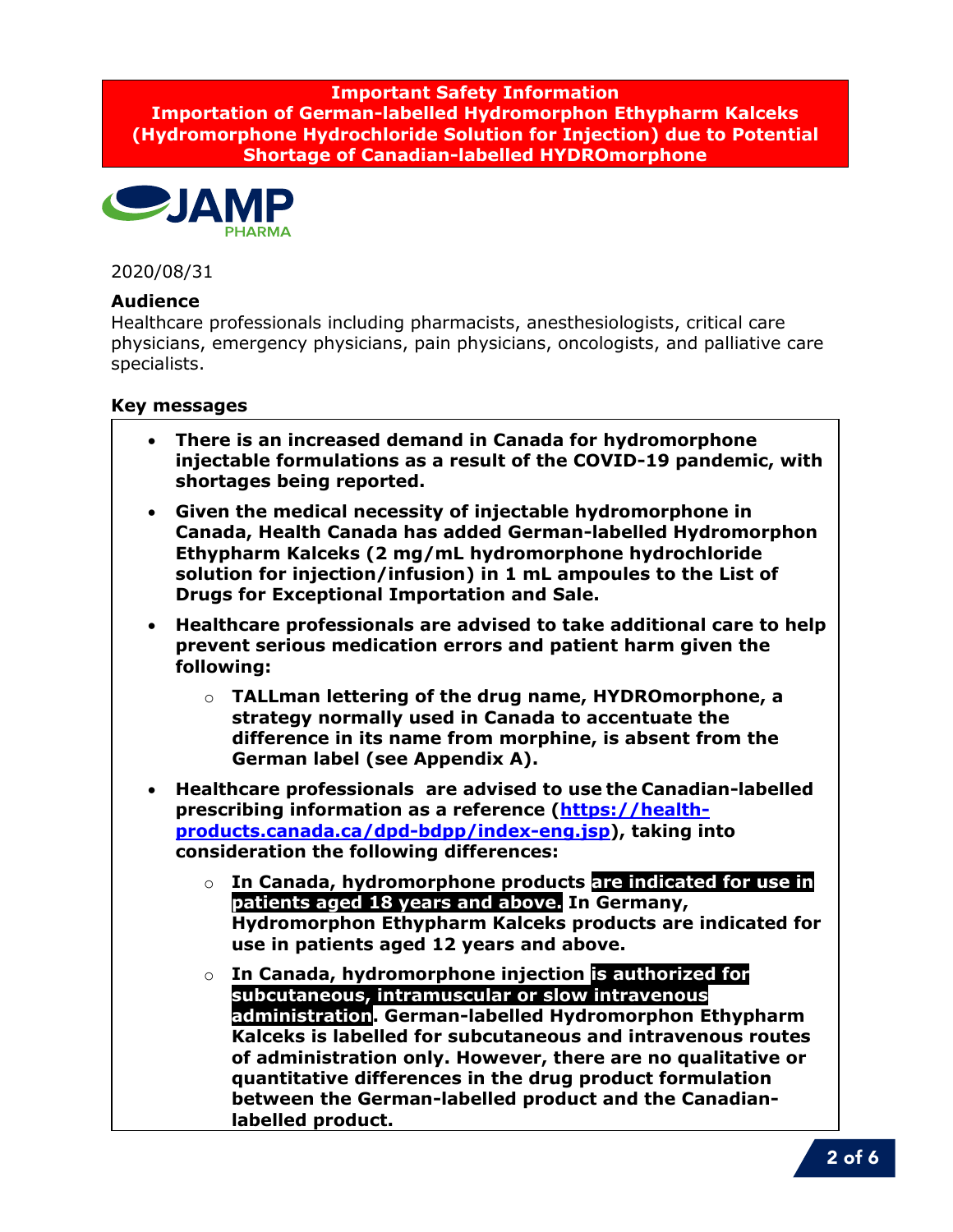**Important Safety Information**
**Importation of German-labelled Hydromorphon Ethypharm Kalceks (Hydromorphone Hydrochloride Solution for Injection) due to Potential Shortage of Canadian-labelled HYDROmorphone**

JAMP PHARMA

2020/08/31

### Audience

Healthcare professionals including pharmacists, anesthesiologists, critical care physicians, emergency physicians, pain physicians, oncologists, and palliative care specialists.

### Key messages

- **There is an increased demand in Canada for hydromorphone injectable formulations as a result of the COVID-19 pandemic, with shortages being reported.**
- **Given the medical necessity of injectable hydromorphone in Canada, Health Canada has added German-labelled Hydromorphon Ethypharm Kalceks (2 mg/mL hydromorphone hydrochloride solution for injection/infusion) in 1 mL ampoules to the List of Drugs for Exceptional Importation and Sale.**
- **Healthcare professionals are advised to take additional care to help prevent serious medication errors and patient harm given the following:**
  - **TALLman lettering of the drug name, HYDROmorphone, a strategy normally used in Canada to accentuate the difference in its name from morphine, is absent from the German label (see Appendix A).**
- **Healthcare professionals are advised to use the Canadian-labelled prescribing information as a reference ([https://health-products.canada.ca/dpd-bdpp/index-eng.jsp](https://health-products.canada.ca/dpd-bdpp/index-eng.jsp)), taking into consideration the following differences:**
  - **In Canada, hydromorphone products are indicated for use in patients aged 18 years and above. In Germany, Hydromorphon Ethypharm Kalceks products are indicated for use in patients aged 12 years and above.**
  - **In Canada, hydromorphone injection is authorized for subcutaneous, intramuscular or slow intravenous administration. German-labelled Hydromorphon Ethypharm Kalceks is labelled for subcutaneous and intravenous routes of administration only. However, there are no qualitative or quantitative differences in the drug product formulation between the German-labelled product and the Canadian-labelled product.**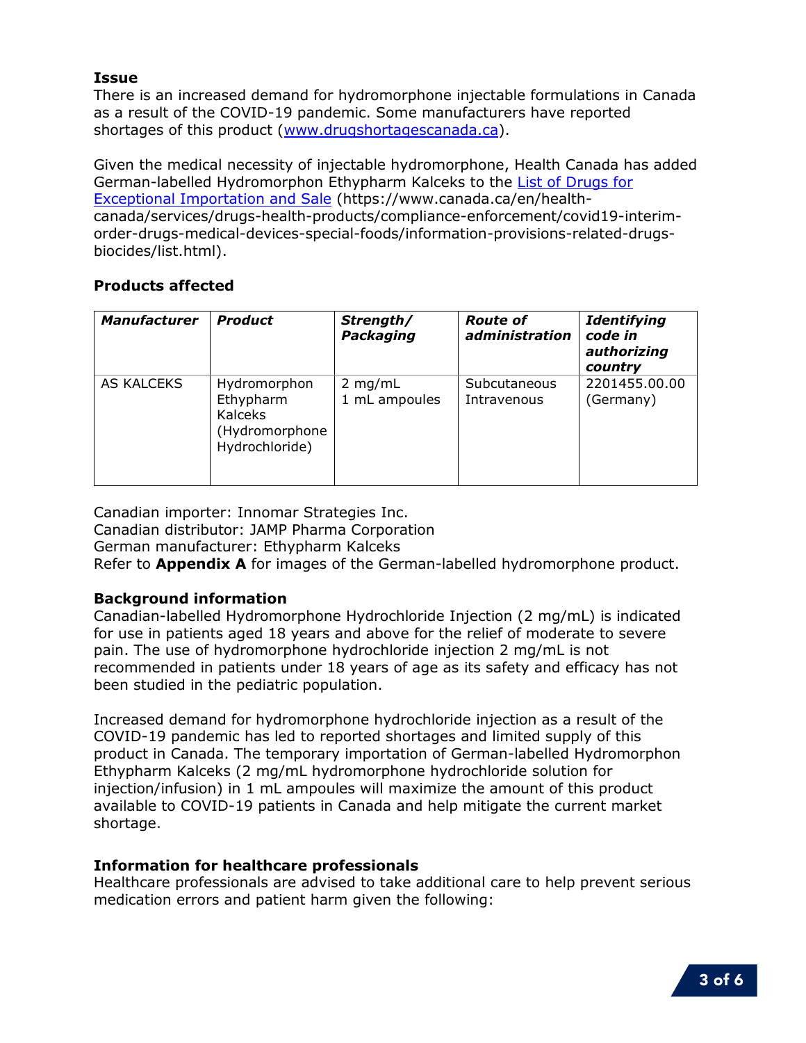**Issue**

There is an increased demand for hydromorphone injectable formulations in Canada as a result of the COVID-19 pandemic. Some manufacturers have reported shortages of this product ([www.drugshortagescanada.ca](www.drugshortagescanada.ca)).

Given the medical necessity of injectable hydromorphone, Health Canada has added German-labelled Hydromorphon Ethypharm Kalceks to the [List of Drugs for Exceptional Importation and Sale](https://www.canada.ca/en/health-canada/services/drugs-health-products/compliance-enforcement/covid19-interim-order-drugs-medical-devices-special-foods/information-provisions-related-drugs-biocides/list.html) (https://www.canada.ca/en/health-canada/services/drugs-health-products/compliance-enforcement/covid19-interim-order-drugs-medical-devices-special-foods/information-provisions-related-drugs-biocides/list.html).

**Products affected**

| ***Manufacturer*** | ***Product*** | ***Strength/ Packaging*** | ***Route of administration*** | ***Identifying code in authorizing country*** |
|---|---|---|---|---|
| AS KALCEKS | Hydromorphon Ethypharm Kalceks (Hydromorphone Hydrochloride) | 2 mg/mL<br>1 mL ampoules | Subcutaneous<br>Intravenous | 2201455.00.00 (Germany) |

Canadian importer: Innomar Strategies Inc.
Canadian distributor: JAMP Pharma Corporation
German manufacturer: Ethypharm Kalceks
Refer to **Appendix A** for images of the German-labelled hydromorphone product.

**Background information**

Canadian-labelled Hydromorphone Hydrochloride Injection (2 mg/mL) is indicated for use in patients aged 18 years and above for the relief of moderate to severe pain. The use of hydromorphone hydrochloride injection 2 mg/mL is not recommended in patients under 18 years of age as its safety and efficacy has not been studied in the pediatric population.

Increased demand for hydromorphone hydrochloride injection as a result of the COVID-19 pandemic has led to reported shortages and limited supply of this product in Canada. The temporary importation of German-labelled Hydromorphon Ethypharm Kalceks (2 mg/mL hydromorphone hydrochloride solution for injection/infusion) in 1 mL ampoules will maximize the amount of this product available to COVID-19 patients in Canada and help mitigate the current market shortage.

**Information for healthcare professionals**

Healthcare professionals are advised to take additional care to help prevent serious medication errors and patient harm given the following: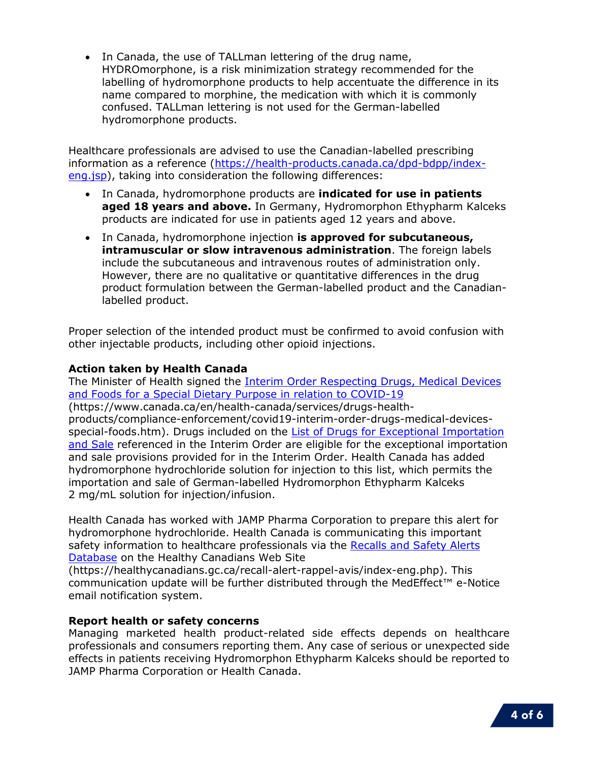- In Canada, the use of TALLman lettering of the drug name, HYDROmorphone, is a risk minimization strategy recommended for the labelling of hydromorphone products to help accentuate the difference in its name compared to morphine, the medication with which it is commonly confused. TALLman lettering is not used for the German-labelled hydromorphone products.

Healthcare professionals are advised to use the Canadian-labelled prescribing information as a reference ([https://health-products.canada.ca/dpd-bdpp/index-eng.jsp](https://health-products.canada.ca/dpd-bdpp/index-eng.jsp)), taking into consideration the following differences:

- In Canada, hydromorphone products are **indicated for use in patients aged 18 years and above.** In Germany, Hydromorphon Ethypharm Kalceks products are indicated for use in patients aged 12 years and above.
- In Canada, hydromorphone injection **is approved for subcutaneous, intramuscular or slow intravenous administration**. The foreign labels include the subcutaneous and intravenous routes of administration only. However, there are no qualitative or quantitative differences in the drug product formulation between the German-labelled product and the Canadian-labelled product.

Proper selection of the intended product must be confirmed to avoid confusion with other injectable products, including other opioid injections.

**Action taken by Health Canada**

The Minister of Health signed the [Interim Order Respecting Drugs, Medical Devices and Foods for a Special Dietary Purpose in relation to COVID-19](https://www.canada.ca/en/health-canada/services/drugs-health-products/compliance-enforcement/covid19-interim-order-drugs-medical-devices-special-foods.htm) (https://www.canada.ca/en/health-canada/services/drugs-health-products/compliance-enforcement/covid19-interim-order-drugs-medical-devices-special-foods.htm). Drugs included on the List of Drugs for Exceptional Importation and Sale referenced in the Interim Order are eligible for the exceptional importation and sale provisions provided for in the Interim Order. Health Canada has added hydromorphone hydrochloride solution for injection to this list, which permits the importation and sale of German-labelled Hydromorphon Ethypharm Kalceks 2 mg/mL solution for injection/infusion.

Health Canada has worked with JAMP Pharma Corporation to prepare this alert for hydromorphone hydrochloride. Health Canada is communicating this important safety information to healthcare professionals via the [Recalls and Safety Alerts Database](https://healthycanadians.gc.ca/recall-alert-rappel-avis/index-eng.php) on the Healthy Canadians Web Site (https://healthycanadians.gc.ca/recall-alert-rappel-avis/index-eng.php). This communication update will be further distributed through the MedEffect™ e-Notice email notification system.

**Report health or safety concerns**

Managing marketed health product-related side effects depends on healthcare professionals and consumers reporting them. Any case of serious or unexpected side effects in patients receiving Hydromorphon Ethypharm Kalceks should be reported to JAMP Pharma Corporation or Health Canada.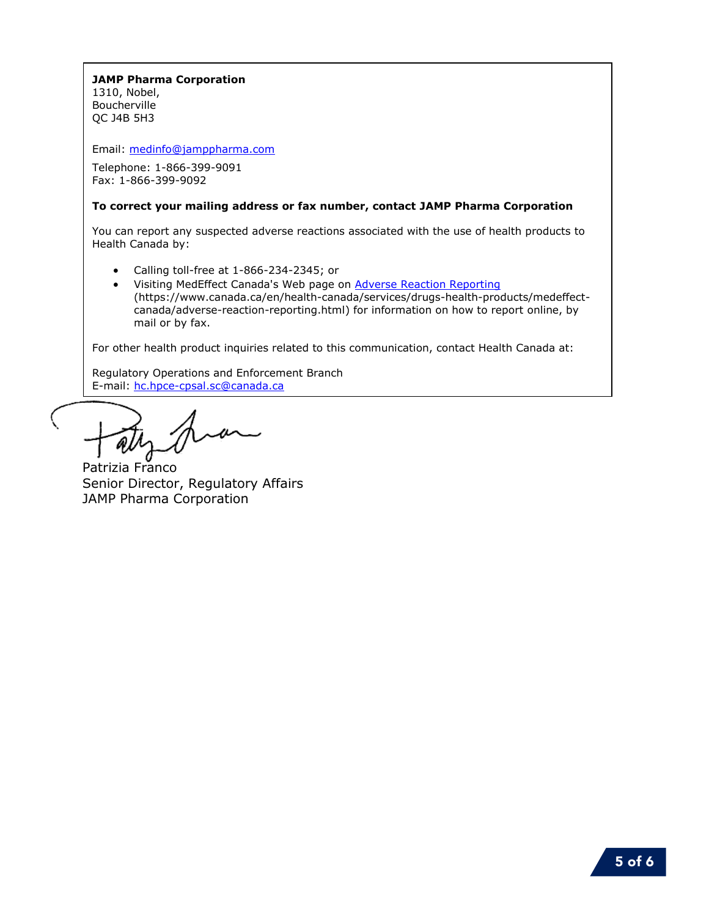**JAMP Pharma Corporation**
1310, Nobel,
Boucherville
QC J4B 5H3

Email: [medinfo@jamppharma.com](mailto:medinfo@jamppharma.com)

Telephone: 1-866-399-9091
Fax: 1-866-399-9092

**To correct your mailing address or fax number, contact JAMP Pharma Corporation**

You can report any suspected adverse reactions associated with the use of health products to Health Canada by:

- Calling toll-free at 1-866-234-2345; or
- Visiting MedEffect Canada's Web page on [Adverse Reaction Reporting](https://www.canada.ca/en/health-canada/services/drugs-health-products/medeffect-canada/adverse-reaction-reporting.html) (https://www.canada.ca/en/health-canada/services/drugs-health-products/medeffect-canada/adverse-reaction-reporting.html) for information on how to report online, by mail or by fax.

For other health product inquiries related to this communication, contact Health Canada at:

Regulatory Operations and Enforcement Branch
E-mail: [hc.hpce-cpsal.sc@canada.ca](mailto:hc.hpce-cpsal.sc@canada.ca)

Patrizia Franco
Senior Director, Regulatory Affairs
JAMP Pharma Corporation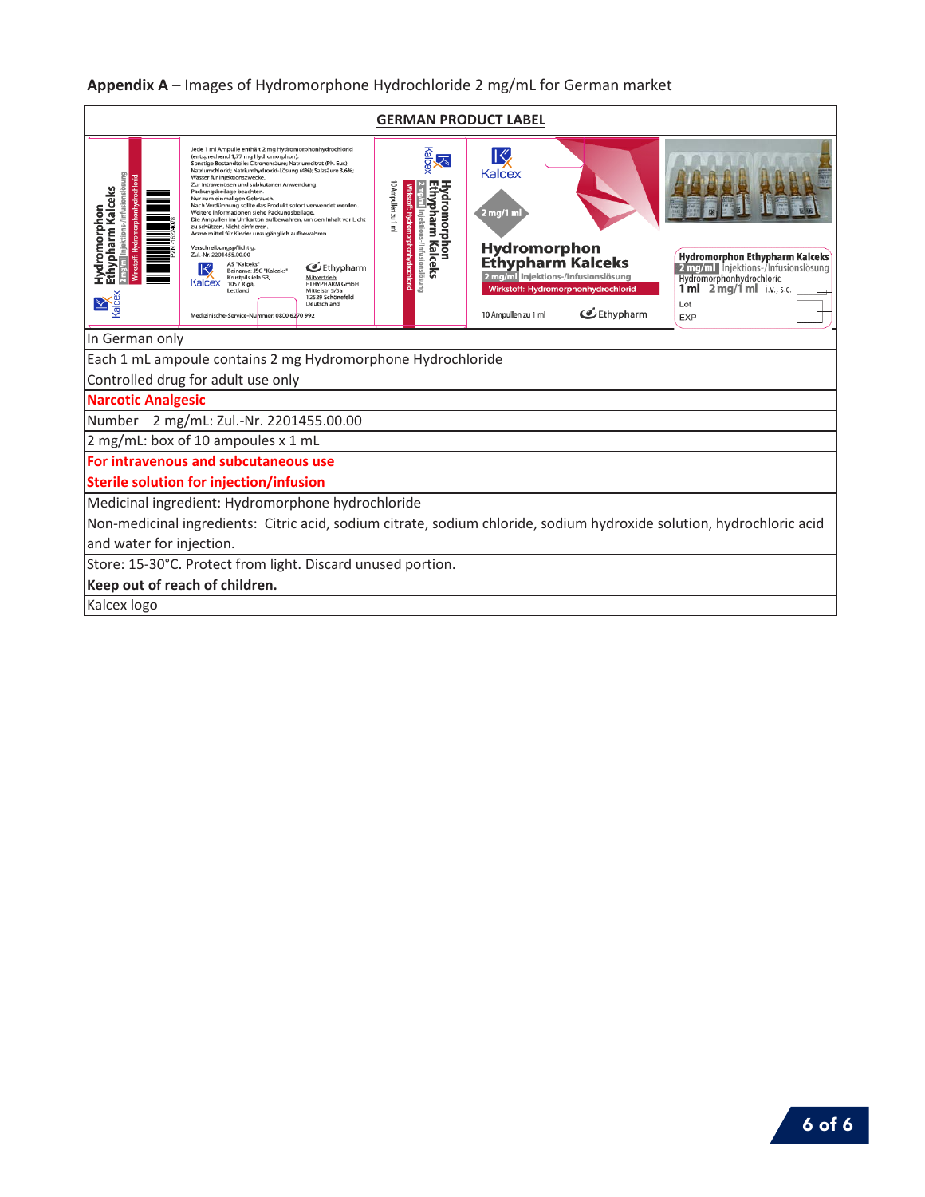**Appendix A** – Images of Hydromorphone Hydrochloride 2 mg/mL for German market

| GERMAN PRODUCT LABEL |
|---|
| Hydromorphon Ethypharm Kalceks 2 mg/ml Injektions-/Infusionslösung Wirkstoff: Hydromorphonhydrochlorid Kalcex PZN-16224078<br><br>Jede 1 ml Ampulle enthält 2 mg Hydromorphonhydrochlorid (entsprechend 1,77 mg Hydromorphon). Sonstige Bestandteile: Citronensäure; Natriumcitrat (Ph. Eur.); Natriumchlorid; Natriumhydroxid-Lösung (4%); Salzsäure 3,6%; Wasser für Injektionszwecke. Zur intravenösen und subkutanen Anwendung. Packungsbeilage beachten. Nur zum einmaligen Gebrauch. Nach Verdünnung sollte das Produkt sofort verwendet werden. Weitere Informationen siehe Packungsbeilage. Die Ampullen im Umkarton aufbewahren, um den Inhalt vor Licht zu schützen. Nicht einfrieren. Arzneimittel für Kinder unzugänglich aufbewahren.<br><br>Verschreibungspflichtig. Zul.-Nr. 2201455.00.00<br><br>Kalcex AS "Kalceks" Beiname: JSC "Kalceks" Krustpils iela 53, 1057 Riga, Lettland<br><br>Ethypharm Mitvertrieb: ETHYPHARM GmbH Mittelstr. 5/5a 12529 Schönefeld Deutschland<br><br>Medizinische-Service-Nummer: 0800 6270 992<br><br>Kalcex Hydromorphon Ethypharm Kalceks 2 mg/ml Injektions-/Infusionslösung Wirkstoff: Hydromorphonhydrochlorid 10 Ampullen zu 1 ml<br><br>Kalcex 2 mg/1 ml Hydromorphon Ethypharm Kalceks 2 mg/ml Injektions-/Infusionslösung Wirkstoff: Hydromorphonhydrochlorid 10 Ampullen zu 1 ml Ethypharm<br><br>Hydromorphon Ethypharm Kalceks 2 mg/ml Injektions-/Infusionslösung Hydromorphonhydrochlorid 1 ml 2 mg/1 ml i.v., s.c. Lot EXP |
| In German only |
| Each 1 mL ampoule contains 2 mg Hydromorphone Hydrochloride<br>Controlled drug for adult use only |
| **Narcotic Analgesic** |
| Number 2 mg/mL: Zul.-Nr. 2201455.00.00 |
| 2 mg/mL: box of 10 ampoules x 1 mL |
| **For intravenous and subcutaneous use**<br>**Sterile solution for injection/infusion** |
| Medicinal ingredient: Hydromorphone hydrochloride<br>Non-medicinal ingredients: Citric acid, sodium citrate, sodium chloride, sodium hydroxide solution, hydrochloric acid and water for injection. |
| Store: 15-30°C. Protect from light. Discard unused portion.<br>**Keep out of reach of children.** |
| Kalcex logo |